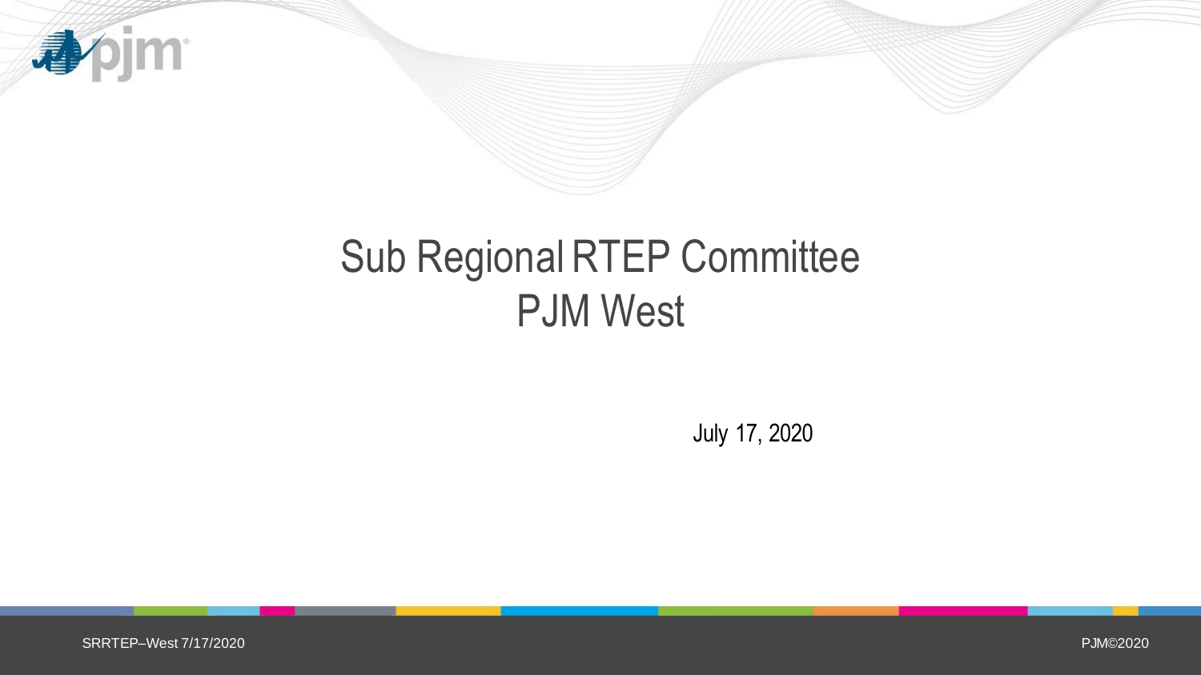# Sub Regional RTEP Committee
# PJM West

July 17, 2020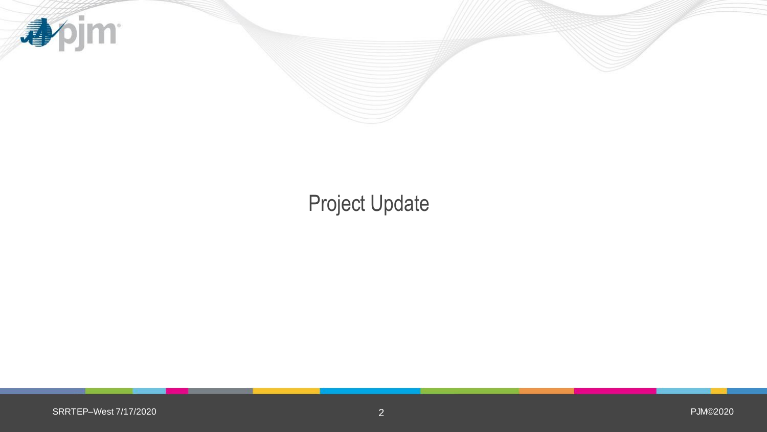# Project Update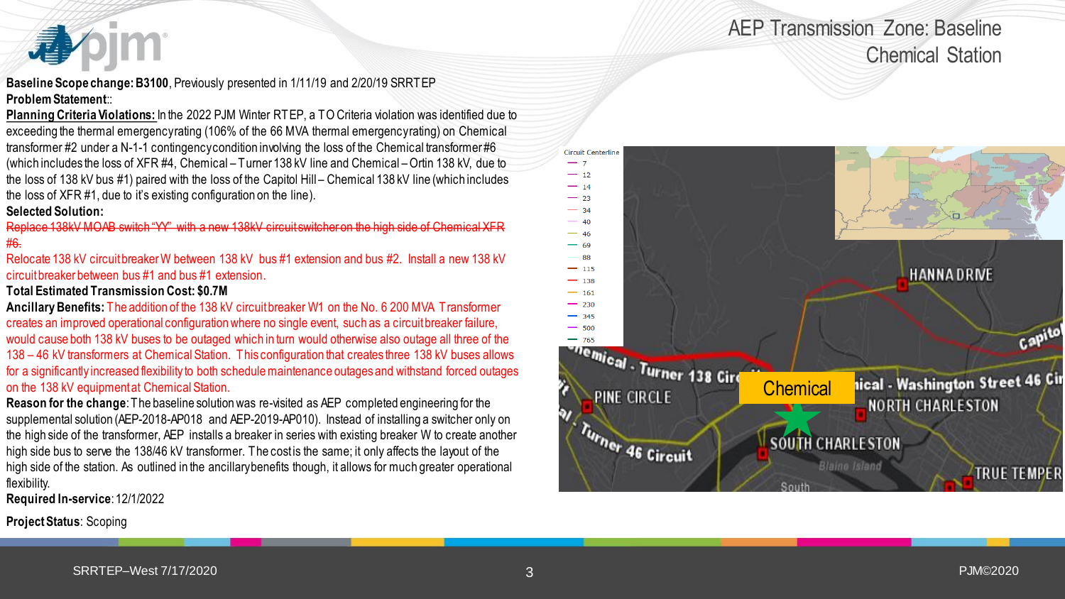# AEP Transmission Zone: Baseline
## Chemical Station

**Baseline Scope change: B3100**, Previously presented in 1/11/19 and 2/20/19 SRRTEP

**Problem Statement**::

**Planning Criteria Violations:** In the 2022 PJM Winter RTEP, a TO Criteria violation was identified due to exceeding the thermal emergency rating (106% of the 66 MVA thermal emergency rating) on Chemical transformer #2 under a N-1-1 contingency condition involving the loss of the Chemical transformer #6 (which includes the loss of XFR #4, Chemical – Turner 138 kV line and Chemical – Ortin 138 kV, due to the loss of 138 kV bus #1) paired with the loss of the Capitol Hill – Chemical 138 kV line (which includes the loss of XFR #1, due to it's existing configuration on the line).

**Selected Solution:**

~~Replace 138kV MOAB switch "YY" with a new 138kV circuit switcher on the high side of Chemical XFR #6.~~

Relocate 138 kV circuit breaker W between 138 kV bus #1 extension and bus #2. Install a new 138 kV circuit breaker between bus #1 and bus #1 extension.

**Total Estimated Transmission Cost: $0.7M**

**Ancillary Benefits:** The addition of the 138 kV circuit breaker W1 on the No. 6 200 MVA Transformer creates an improved operational configuration where no single event, such as a circuit breaker failure, would cause both 138 kV buses to be outaged which in turn would otherwise also outage all three of the 138 – 46 kV transformers at Chemical Station. This configuration that creates three 138 kV buses allows for a significantly increased flexibility to both schedule maintenance outages and withstand forced outages on the 138 kV equipment at Chemical Station.

**Reason for the change**: The baseline solution was re-visited as AEP completed engineering for the supplemental solution (AEP-2018-AP018 and AEP-2019-AP010). Instead of installing a switcher only on the high side of the transformer, AEP installs a breaker in series with existing breaker W to create another high side bus to serve the 138/46 kV transformer. The cost is the same; it only affects the layout of the high side of the station. As outlined in the ancillary benefits though, it allows for much greater operational flexibility.

**Required In-service**: 12/1/2022

**Project Status**: Scoping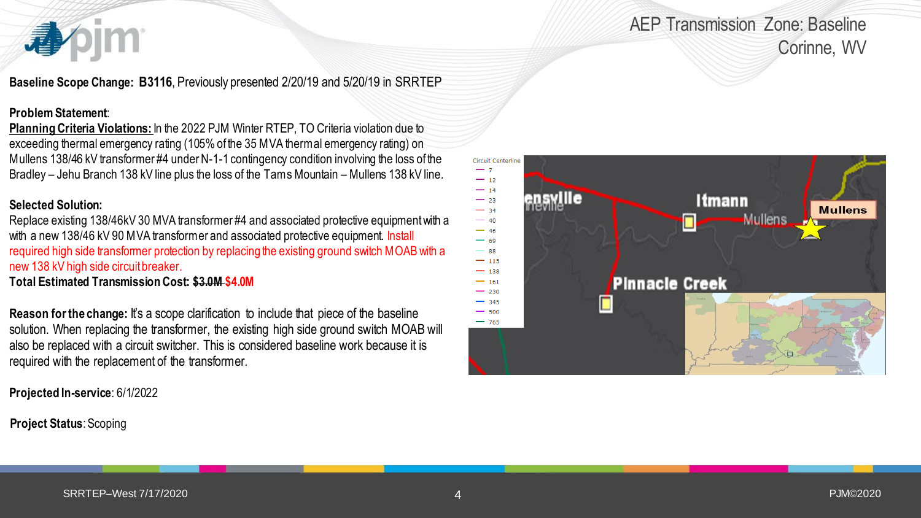# AEP Transmission Zone: Baseline
## Corinne, WV

**Baseline Scope Change: B3116**, Previously presented 2/20/19 and 5/20/19 in SRRTEP

**Problem Statement**:

**Planning Criteria Violations:** In the 2022 PJM Winter RTEP, TO Criteria violation due to exceeding thermal emergency rating (105% of the 35 MVA thermal emergency rating) on Mullens 138/46 kV transformer #4 under N-1-1 contingency condition involving the loss of the Bradley – Jehu Branch 138 kV line plus the loss of the Tams Mountain – Mullens 138 kV line.

**Selected Solution:**

Replace existing 138/46kV 30 MVA transformer #4 and associated protective equipment with a with a new 138/46 kV 90 MVA transformer and associated protective equipment. Install required high side transformer protection by replacing the existing ground switch MOAB with a new 138 kV high side circuit breaker.

**Total Estimated Transmission Cost: ~~$3.0M~~ $4.0M**

**Reason for the change:** It's a scope clarification to include that piece of the baseline solution. When replacing the transformer, the existing high side ground switch MOAB will also be replaced with a circuit switcher. This is considered baseline work because it is required with the replacement of the transformer.

**Projected In-service**: 6/1/2022

**Project Status**: Scoping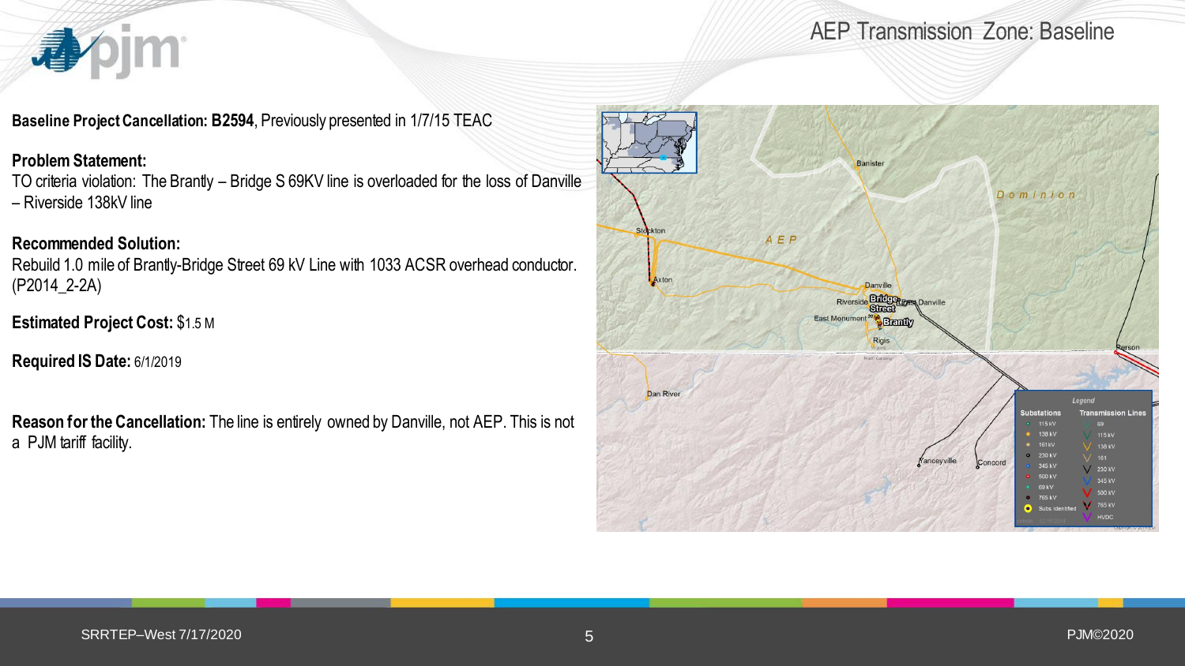# AEP Transmission Zone: Baseline

**Baseline Project Cancellation: B2594**, Previously presented in 1/7/15 TEAC

**Problem Statement:**
TO criteria violation: The Brantly – Bridge S 69KV line is overloaded for the loss of Danville – Riverside 138kV line

**Recommended Solution:**
Rebuild 1.0 mile of Brantly-Bridge Street 69 kV Line with 1033 ACSR overhead conductor. (P2014_2-2A)

**Estimated Project Cost:** $1.5 M

**Required IS Date:** 6/1/2019

**Reason for the Cancellation:** The line is entirely owned by Danville, not AEP. This is not a PJM tariff facility.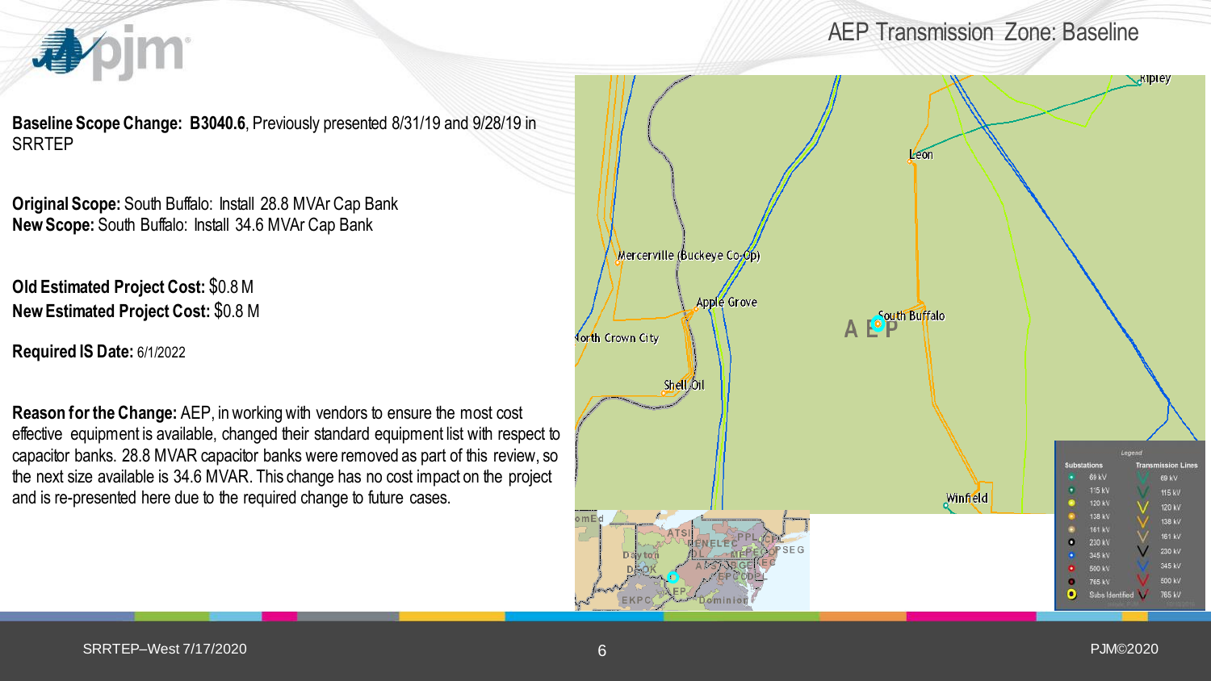# AEP Transmission Zone: Baseline

**Baseline Scope Change: B3040.6**, Previously presented 8/31/19 and 9/28/19 in SRRTEP

**Original Scope:** South Buffalo: Install 28.8 MVAr Cap Bank
**New Scope:** South Buffalo: Install 34.6 MVAr Cap Bank

**Old Estimated Project Cost:** $0.8 M
**New Estimated Project Cost:** $0.8 M

**Required IS Date:** 6/1/2022

**Reason for the Change:** AEP, in working with vendors to ensure the most cost effective equipment is available, changed their standard equipment list with respect to capacitor banks. 28.8 MVAR capacitor banks were removed as part of this review, so the next size available is 34.6 MVAR. This change has no cost impact on the project and is re-presented here due to the required change to future cases.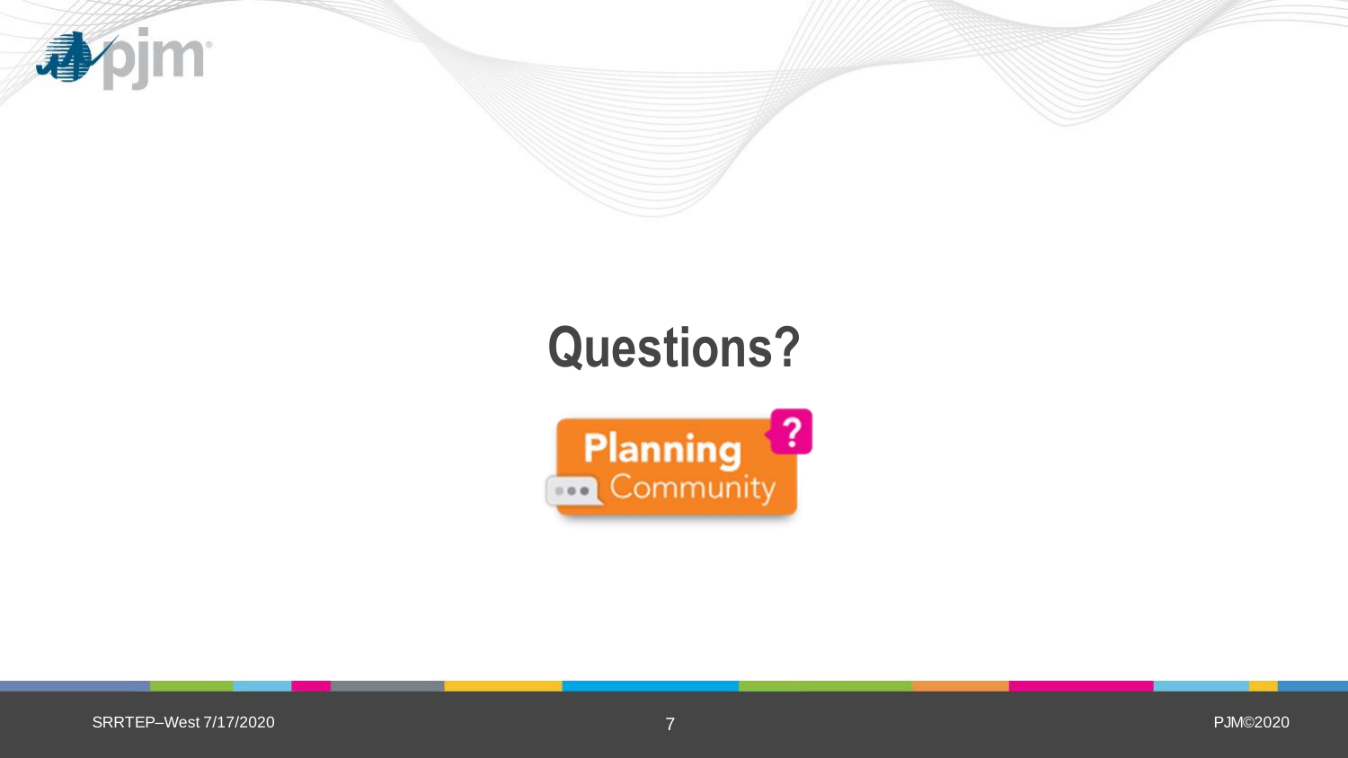# Questions?

Planning Community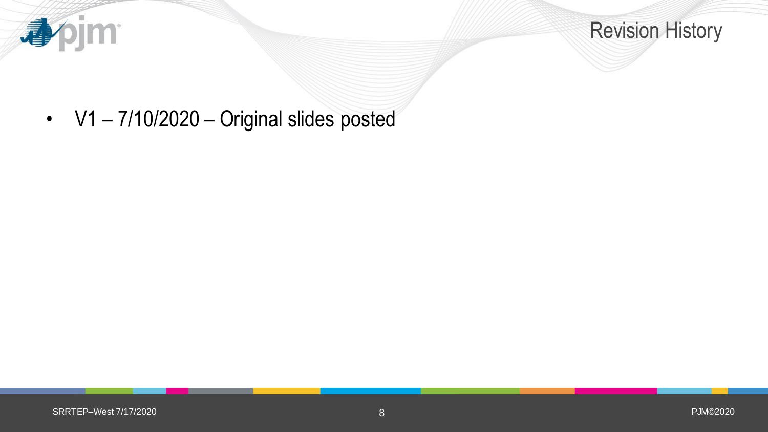# Revision History

- V1 – 7/10/2020 – Original slides posted